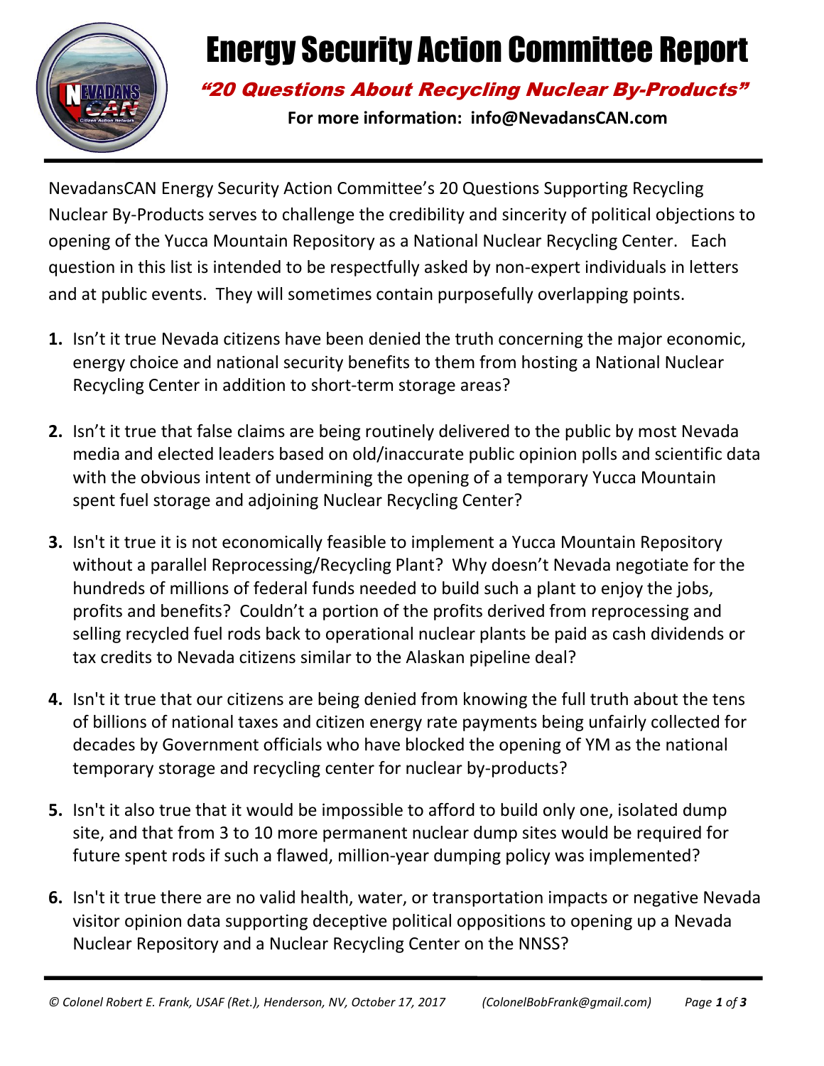# Energy Security Action Committee Report

***"20 Questions About Recycling Nuclear By-Products"***

**For more information: info@NevadansCAN.com**

NevadansCAN Energy Security Action Committee's 20 Questions Supporting Recycling Nuclear By-Products serves to challenge the credibility and sincerity of political objections to opening of the Yucca Mountain Repository as a National Nuclear Recycling Center. Each question in this list is intended to be respectfully asked by non-expert individuals in letters and at public events. They will sometimes contain purposefully overlapping points.

1. Isn't it true Nevada citizens have been denied the truth concerning the major economic, energy choice and national security benefits to them from hosting a National Nuclear Recycling Center in addition to short-term storage areas?

2. Isn't it true that false claims are being routinely delivered to the public by most Nevada media and elected leaders based on old/inaccurate public opinion polls and scientific data with the obvious intent of undermining the opening of a temporary Yucca Mountain spent fuel storage and adjoining Nuclear Recycling Center?

3. Isn't it true it is not economically feasible to implement a Yucca Mountain Repository without a parallel Reprocessing/Recycling Plant? Why doesn't Nevada negotiate for the hundreds of millions of federal funds needed to build such a plant to enjoy the jobs, profits and benefits? Couldn't a portion of the profits derived from reprocessing and selling recycled fuel rods back to operational nuclear plants be paid as cash dividends or tax credits to Nevada citizens similar to the Alaskan pipeline deal?

4. Isn't it true that our citizens are being denied from knowing the full truth about the tens of billions of national taxes and citizen energy rate payments being unfairly collected for decades by Government officials who have blocked the opening of YM as the national temporary storage and recycling center for nuclear by-products?

5. Isn't it also true that it would be impossible to afford to build only one, isolated dump site, and that from 3 to 10 more permanent nuclear dump sites would be required for future spent rods if such a flawed, million-year dumping policy was implemented?

6. Isn't it true there are no valid health, water, or transportation impacts or negative Nevada visitor opinion data supporting deceptive political oppositions to opening up a Nevada Nuclear Repository and a Nuclear Recycling Center on the NNSS?

*© Colonel Robert E. Frank, USAF (Ret.), Henderson, NV, October 17, 2017 (ColonelBobFrank@gmail.com)*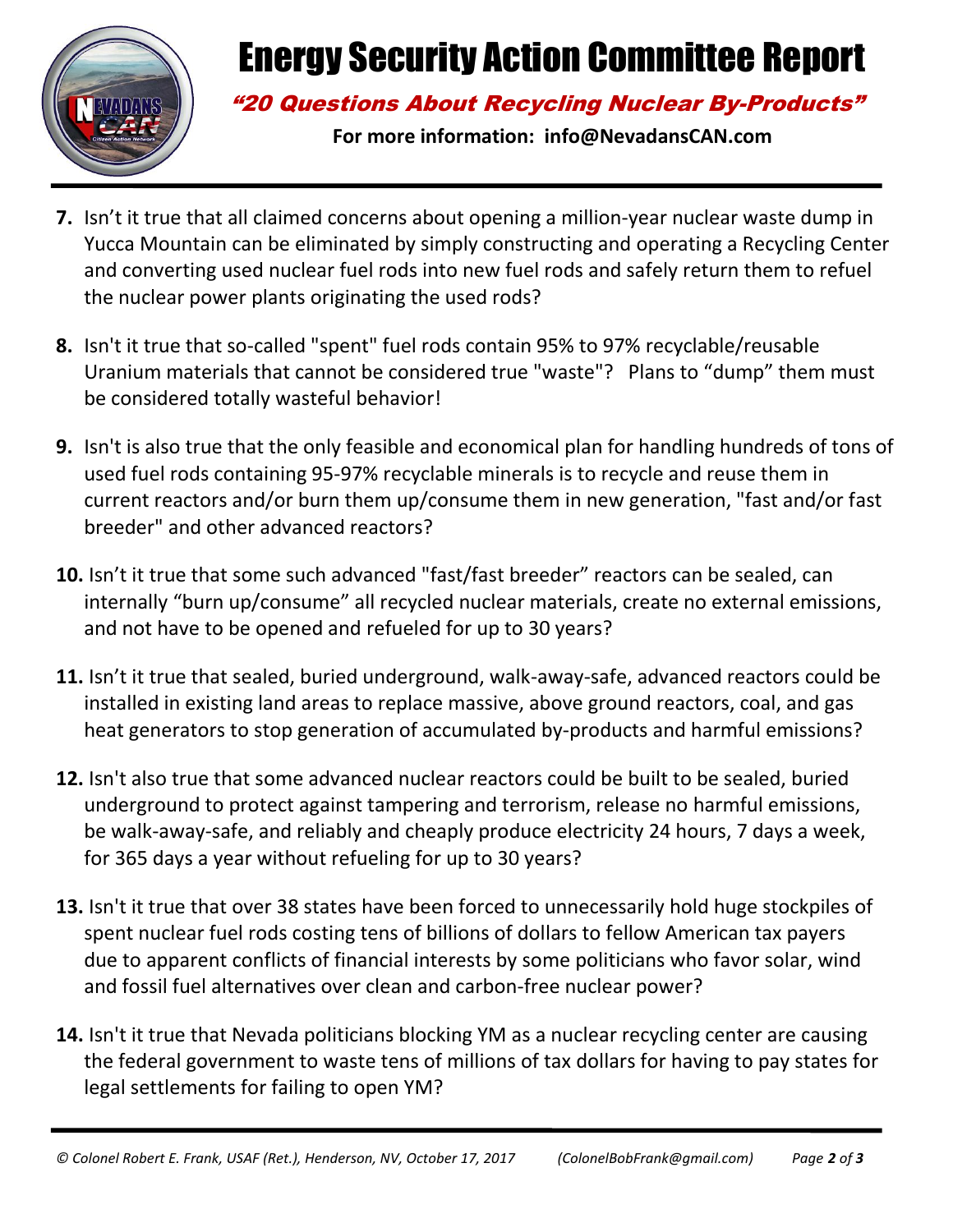# Energy Security Action Committee Report

## *"20 Questions About Recycling Nuclear By-Products"*

**For more information: info@NevadansCAN.com**

7. Isn't it true that all claimed concerns about opening a million-year nuclear waste dump in Yucca Mountain can be eliminated by simply constructing and operating a Recycling Center and converting used nuclear fuel rods into new fuel rods and safely return them to refuel the nuclear power plants originating the used rods?

8. Isn't it true that so-called "spent" fuel rods contain 95% to 97% recyclable/reusable Uranium materials that cannot be considered true "waste"? Plans to "dump" them must be considered totally wasteful behavior!

9. Isn't is also true that the only feasible and economical plan for handling hundreds of tons of used fuel rods containing 95-97% recyclable minerals is to recycle and reuse them in current reactors and/or burn them up/consume them in new generation, "fast and/or fast breeder" and other advanced reactors?

10. Isn't it true that some such advanced "fast/fast breeder" reactors can be sealed, can internally "burn up/consume" all recycled nuclear materials, create no external emissions, and not have to be opened and refueled for up to 30 years?

11. Isn't it true that sealed, buried underground, walk-away-safe, advanced reactors could be installed in existing land areas to replace massive, above ground reactors, coal, and gas heat generators to stop generation of accumulated by-products and harmful emissions?

12. Isn't also true that some advanced nuclear reactors could be built to be sealed, buried underground to protect against tampering and terrorism, release no harmful emissions, be walk-away-safe, and reliably and cheaply produce electricity 24 hours, 7 days a week, for 365 days a year without refueling for up to 30 years?

13. Isn't it true that over 38 states have been forced to unnecessarily hold huge stockpiles of spent nuclear fuel rods costing tens of billions of dollars to fellow American tax payers due to apparent conflicts of financial interests by some politicians who favor solar, wind and fossil fuel alternatives over clean and carbon-free nuclear power?

14. Isn't it true that Nevada politicians blocking YM as a nuclear recycling center are causing the federal government to waste tens of millions of tax dollars for having to pay states for legal settlements for failing to open YM?

*© Colonel Robert E. Frank, USAF (Ret.), Henderson, NV, October 17, 2017 (ColonelBobFrank@gmail.com)*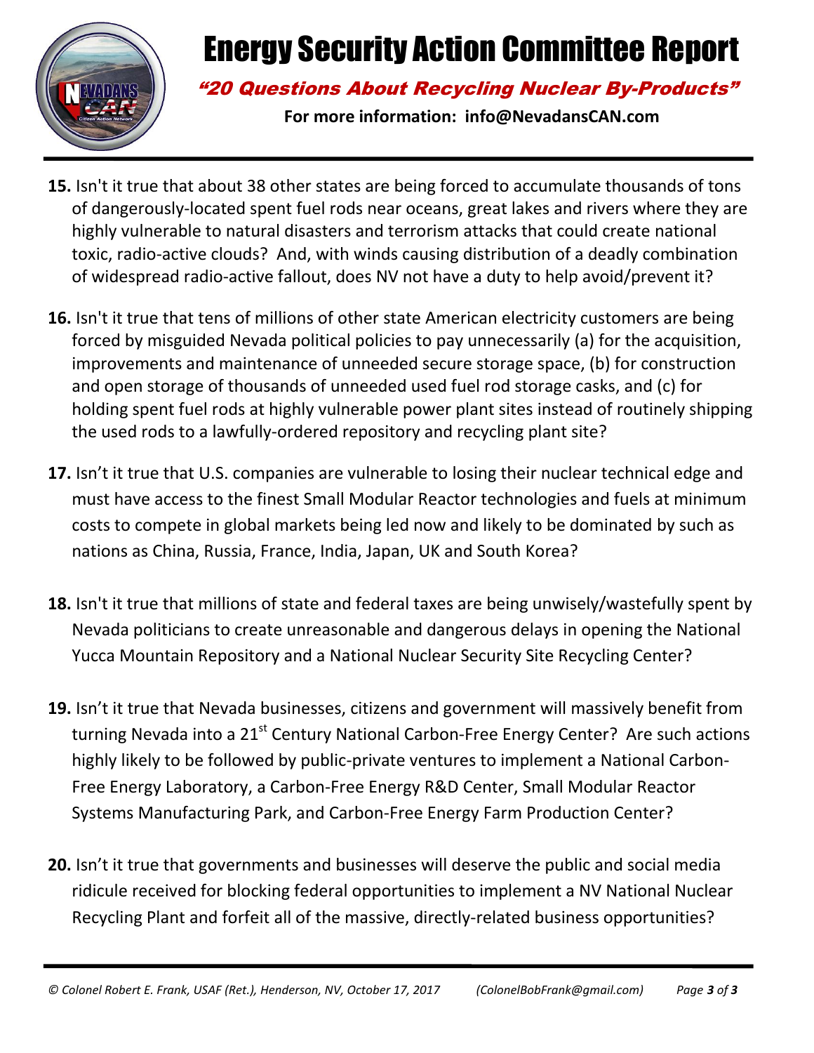# Energy Security Action Committee Report

***"20 Questions About Recycling Nuclear By-Products"***

**For more information: info@NevadansCAN.com**

**15.** Isn't it true that about 38 other states are being forced to accumulate thousands of tons of dangerously-located spent fuel rods near oceans, great lakes and rivers where they are highly vulnerable to natural disasters and terrorism attacks that could create national toxic, radio-active clouds? And, with winds causing distribution of a deadly combination of widespread radio-active fallout, does NV not have a duty to help avoid/prevent it?

**16.** Isn't it true that tens of millions of other state American electricity customers are being forced by misguided Nevada political policies to pay unnecessarily (a) for the acquisition, improvements and maintenance of unneeded secure storage space, (b) for construction and open storage of thousands of unneeded used fuel rod storage casks, and (c) for holding spent fuel rods at highly vulnerable power plant sites instead of routinely shipping the used rods to a lawfully-ordered repository and recycling plant site?

**17.** Isn't it true that U.S. companies are vulnerable to losing their nuclear technical edge and must have access to the finest Small Modular Reactor technologies and fuels at minimum costs to compete in global markets being led now and likely to be dominated by such as nations as China, Russia, France, India, Japan, UK and South Korea?

**18.** Isn't it true that millions of state and federal taxes are being unwisely/wastefully spent by Nevada politicians to create unreasonable and dangerous delays in opening the National Yucca Mountain Repository and a National Nuclear Security Site Recycling Center?

**19.** Isn't it true that Nevada businesses, citizens and government will massively benefit from turning Nevada into a 21st Century National Carbon-Free Energy Center? Are such actions highly likely to be followed by public-private ventures to implement a National Carbon-Free Energy Laboratory, a Carbon-Free Energy R&D Center, Small Modular Reactor Systems Manufacturing Park, and Carbon-Free Energy Farm Production Center?

**20.** Isn't it true that governments and businesses will deserve the public and social media ridicule received for blocking federal opportunities to implement a NV National Nuclear Recycling Plant and forfeit all of the massive, directly-related business opportunities?

*© Colonel Robert E. Frank, USAF (Ret.), Henderson, NV, October 17, 2017 (ColonelBobFrank@gmail.com)*